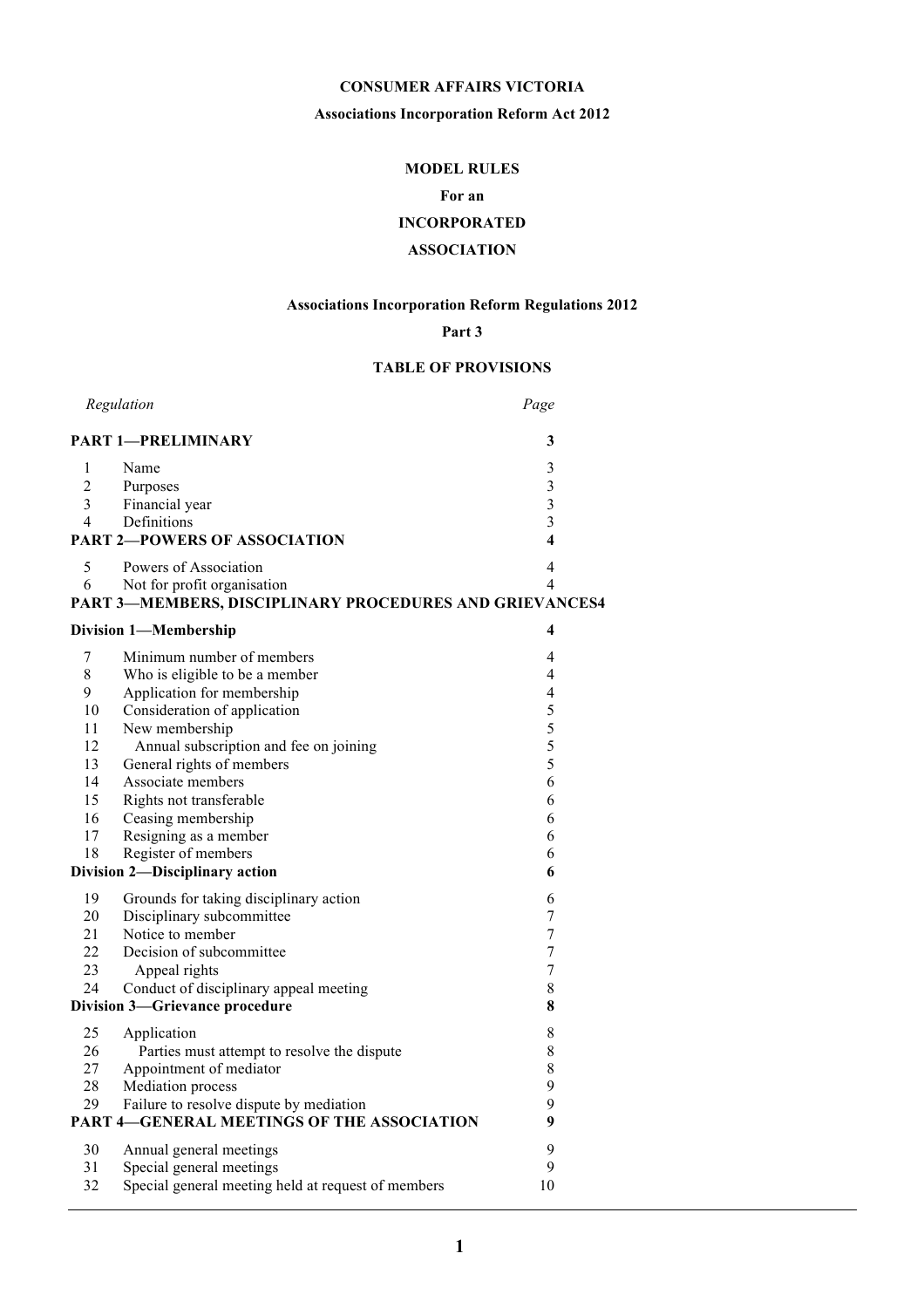**CONSUMER AFFAIRS VICTORIA**

**Associations Incorporation Reform Act 2012**

# MODEL RULES

**For an**

**INCORPORATED**

**ASSOCIATION**

**Associations Incorporation Reform Regulations 2012**

**Part 3**

## TABLE OF PROVISIONS

| *Regulation* | | *Page* |
|---|---|---|
| **PART 1—PRELIMINARY** | | **3** |
| 1 | Name | 3 |
| 2 | Purposes | 3 |
| 3 | Financial year | 3 |
| 4 | Definitions | 3 |
| **PART 2—POWERS OF ASSOCIATION** | | **4** |
| 5 | Powers of Association | 4 |
| 6 | Not for profit organisation | 4 |
| **PART 3—MEMBERS, DISCIPLINARY PROCEDURES AND GRIEVANCES** | | **4** |
| **Division 1—Membership** | | **4** |
| 7 | Minimum number of members | 4 |
| 8 | Who is eligible to be a member | 4 |
| 9 | Application for membership | 4 |
| 10 | Consideration of application | 5 |
| 11 | New membership | 5 |
| 12 | Annual subscription and fee on joining | 5 |
| 13 | General rights of members | 5 |
| 14 | Associate members | 6 |
| 15 | Rights not transferable | 6 |
| 16 | Ceasing membership | 6 |
| 17 | Resigning as a member | 6 |
| 18 | Register of members | 6 |
| **Division 2—Disciplinary action** | | **6** |
| 19 | Grounds for taking disciplinary action | 6 |
| 20 | Disciplinary subcommittee | 7 |
| 21 | Notice to member | 7 |
| 22 | Decision of subcommittee | 7 |
| 23 | Appeal rights | 7 |
| 24 | Conduct of disciplinary appeal meeting | 8 |
| **Division 3—Grievance procedure** | | **8** |
| 25 | Application | 8 |
| 26 | Parties must attempt to resolve the dispute | 8 |
| 27 | Appointment of mediator | 8 |
| 28 | Mediation process | 9 |
| 29 | Failure to resolve dispute by mediation | 9 |
| **PART 4—GENERAL MEETINGS OF THE ASSOCIATION** | | **9** |
| 30 | Annual general meetings | 9 |
| 31 | Special general meetings | 9 |
| 32 | Special general meeting held at request of members | 10 |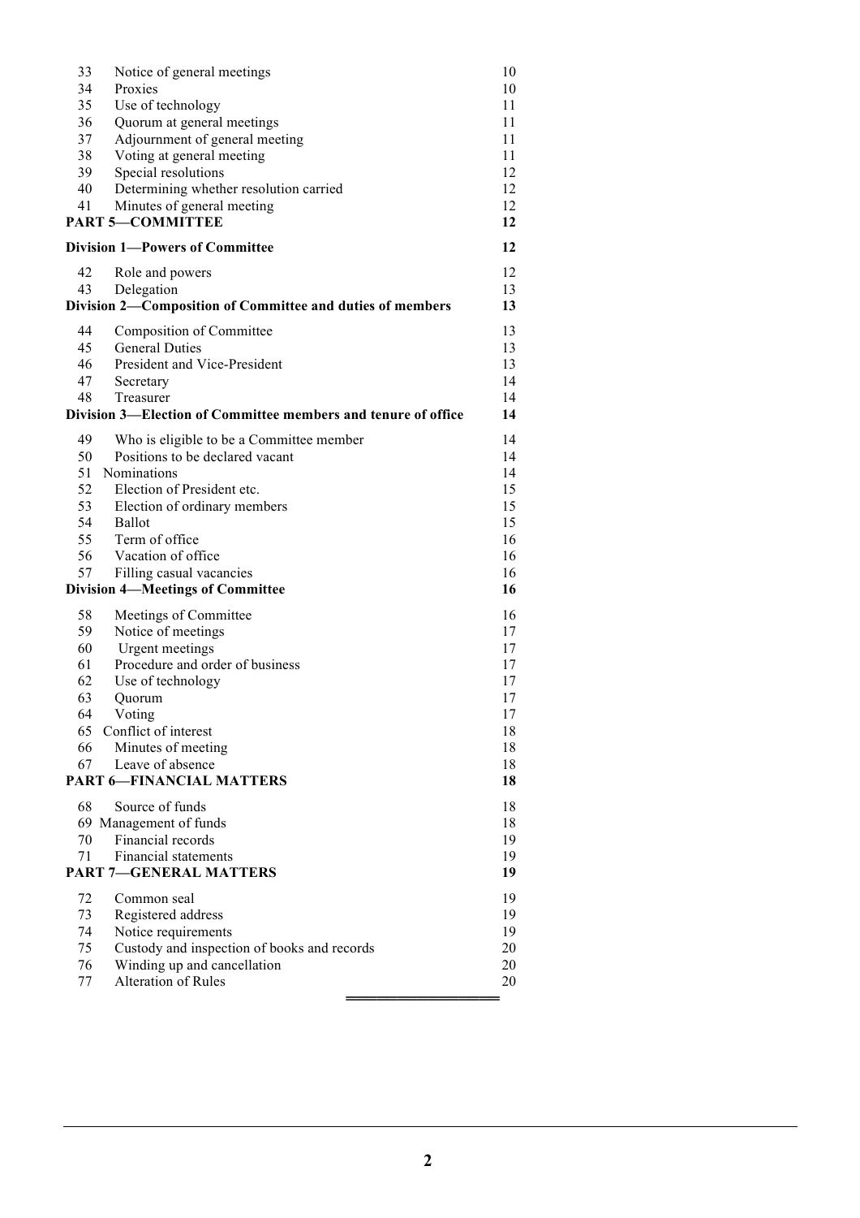| | | |
|---|---|---|
| 33 | Notice of general meetings | 10 |
| 34 | Proxies | 10 |
| 35 | Use of technology | 11 |
| 36 | Quorum at general meetings | 11 |
| 37 | Adjournment of general meeting | 11 |
| 38 | Voting at general meeting | 11 |
| 39 | Special resolutions | 12 |
| 40 | Determining whether resolution carried | 12 |
| 41 | Minutes of general meeting | 12 |
| **PART 5—COMMITTEE** | | **12** |
| **Division 1—Powers of Committee** | | **12** |
| 42 | Role and powers | 12 |
| 43 | Delegation | 13 |
| **Division 2—Composition of Committee and duties of members** | | **13** |
| 44 | Composition of Committee | 13 |
| 45 | General Duties | 13 |
| 46 | President and Vice-President | 13 |
| 47 | Secretary | 14 |
| 48 | Treasurer | 14 |
| **Division 3—Election of Committee members and tenure of office** | | **14** |
| 49 | Who is eligible to be a Committee member | 14 |
| 50 | Positions to be declared vacant | 14 |
| 51 | Nominations | 14 |
| 52 | Election of President etc. | 15 |
| 53 | Election of ordinary members | 15 |
| 54 | Ballot | 15 |
| 55 | Term of office | 16 |
| 56 | Vacation of office | 16 |
| 57 | Filling casual vacancies | 16 |
| **Division 4—Meetings of Committee** | | **16** |
| 58 | Meetings of Committee | 16 |
| 59 | Notice of meetings | 17 |
| 60 | Urgent meetings | 17 |
| 61 | Procedure and order of business | 17 |
| 62 | Use of technology | 17 |
| 63 | Quorum | 17 |
| 64 | Voting | 17 |
| 65 | Conflict of interest | 18 |
| 66 | Minutes of meeting | 18 |
| 67 | Leave of absence | 18 |
| **PART 6—FINANCIAL MATTERS** | | **18** |
| 68 | Source of funds | 18 |
| 69 | Management of funds | 18 |
| 70 | Financial records | 19 |
| 71 | Financial statements | 19 |
| **PART 7—GENERAL MATTERS** | | **19** |
| 72 | Common seal | 19 |
| 73 | Registered address | 19 |
| 74 | Notice requirements | 19 |
| 75 | Custody and inspection of books and records | 20 |
| 76 | Winding up and cancellation | 20 |
| 77 | Alteration of Rules | 20 |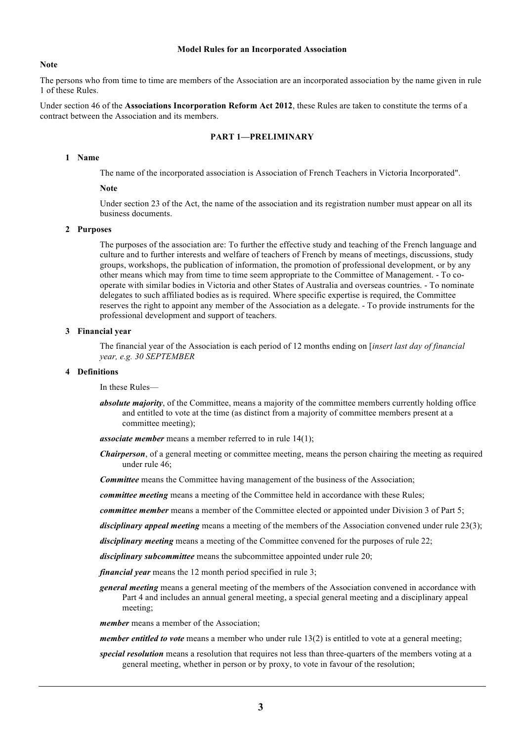**Model Rules for an Incorporated Association**

**Note**

The persons who from time to time are members of the Association are an incorporated association by the name given in rule 1 of these Rules.

Under section 46 of the **Associations Incorporation Reform Act 2012**, these Rules are taken to constitute the terms of a contract between the Association and its members.

## PART 1—PRELIMINARY

### 1 Name

The name of the incorporated association is Association of French Teachers in Victoria Incorporated".

**Note**

Under section 23 of the Act, the name of the association and its registration number must appear on all its business documents.

### 2 Purposes

The purposes of the association are: To further the effective study and teaching of the French language and culture and to further interests and welfare of teachers of French by means of meetings, discussions, study groups, workshops, the publication of information, the promotion of professional development, or by any other means which may from time to time seem appropriate to the Committee of Management. - To co-operate with similar bodies in Victoria and other States of Australia and overseas countries. - To nominate delegates to such affiliated bodies as is required. Where specific expertise is required, the Committee reserves the right to appoint any member of the Association as a delegate. - To provide instruments for the professional development and support of teachers.

### 3 Financial year

The financial year of the Association is each period of 12 months ending on [*insert last day of financial year, e.g. 30 SEPTEMBER*

### 4 Definitions

In these Rules—

***absolute majority***, of the Committee, means a majority of the committee members currently holding office and entitled to vote at the time (as distinct from a majority of committee members present at a committee meeting);

***associate member*** means a member referred to in rule 14(1);

***Chairperson***, of a general meeting or committee meeting, means the person chairing the meeting as required under rule 46;

***Committee*** means the Committee having management of the business of the Association;

***committee meeting*** means a meeting of the Committee held in accordance with these Rules;

***committee member*** means a member of the Committee elected or appointed under Division 3 of Part 5;

***disciplinary appeal meeting*** means a meeting of the members of the Association convened under rule 23(3);

***disciplinary meeting*** means a meeting of the Committee convened for the purposes of rule 22;

***disciplinary subcommittee*** means the subcommittee appointed under rule 20;

***financial year*** means the 12 month period specified in rule 3;

***general meeting*** means a general meeting of the members of the Association convened in accordance with Part 4 and includes an annual general meeting, a special general meeting and a disciplinary appeal meeting;

***member*** means a member of the Association;

***member entitled to vote*** means a member who under rule 13(2) is entitled to vote at a general meeting;

***special resolution*** means a resolution that requires not less than three-quarters of the members voting at a general meeting, whether in person or by proxy, to vote in favour of the resolution;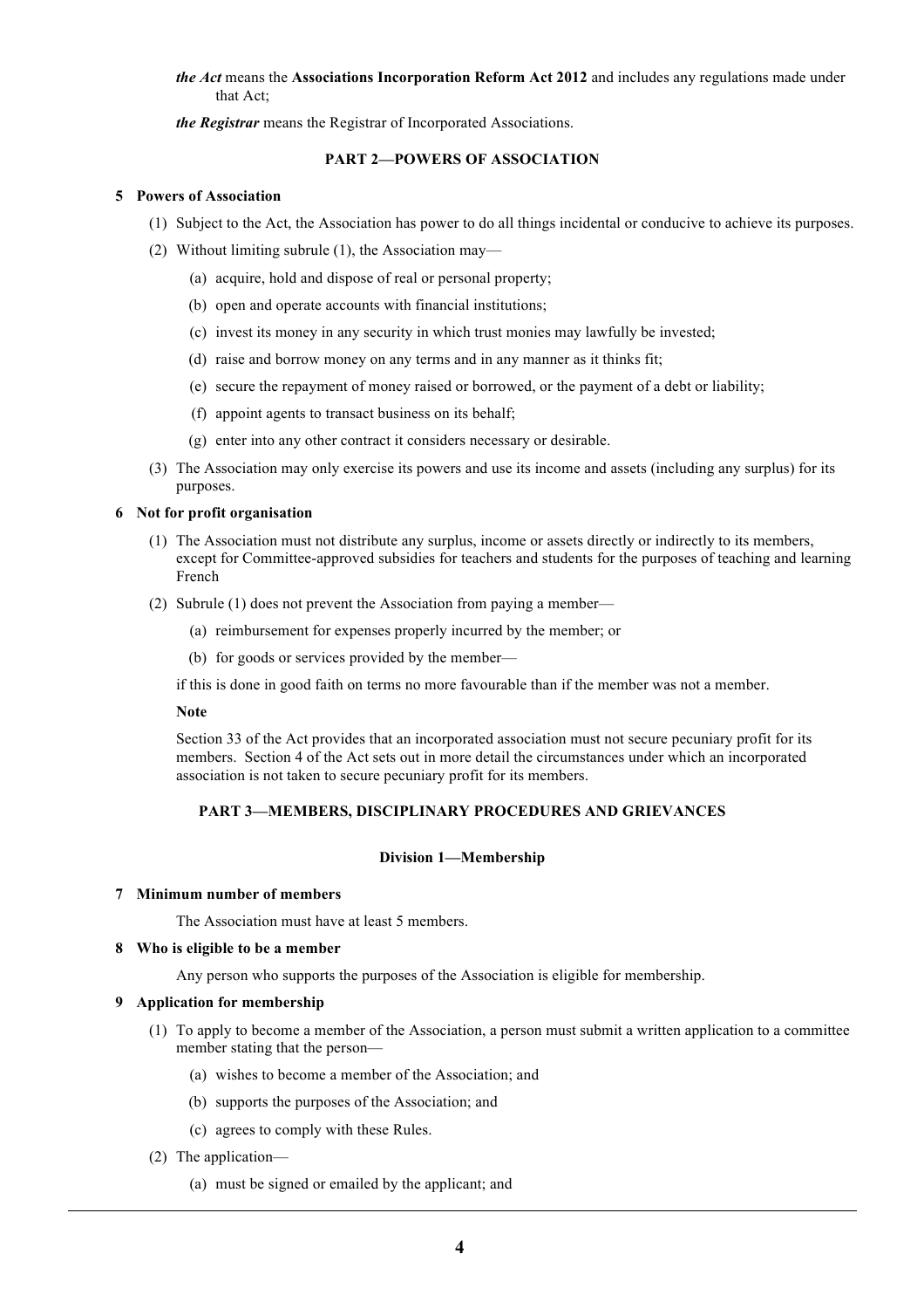***the Act*** means the **Associations Incorporation Reform Act 2012** and includes any regulations made under that Act;

***the Registrar*** means the Registrar of Incorporated Associations.

## PART 2—POWERS OF ASSOCIATION

### 5 Powers of Association

(1) Subject to the Act, the Association has power to do all things incidental or conducive to achieve its purposes.

(2) Without limiting subrule (1), the Association may—

- (a) acquire, hold and dispose of real or personal property;
- (b) open and operate accounts with financial institutions;
- (c) invest its money in any security in which trust monies may lawfully be invested;
- (d) raise and borrow money on any terms and in any manner as it thinks fit;
- (e) secure the repayment of money raised or borrowed, or the payment of a debt or liability;
- (f) appoint agents to transact business on its behalf;
- (g) enter into any other contract it considers necessary or desirable.

(3) The Association may only exercise its powers and use its income and assets (including any surplus) for its purposes.

### 6 Not for profit organisation

(1) The Association must not distribute any surplus, income or assets directly or indirectly to its members, except for Committee-approved subsidies for teachers and students for the purposes of teaching and learning French

(2) Subrule (1) does not prevent the Association from paying a member—

- (a) reimbursement for expenses properly incurred by the member; or
- (b) for goods or services provided by the member—

if this is done in good faith on terms no more favourable than if the member was not a member.

**Note**

Section 33 of the Act provides that an incorporated association must not secure pecuniary profit for its members. Section 4 of the Act sets out in more detail the circumstances under which an incorporated association is not taken to secure pecuniary profit for its members.

## PART 3—MEMBERS, DISCIPLINARY PROCEDURES AND GRIEVANCES

### Division 1—Membership

### 7 Minimum number of members

The Association must have at least 5 members.

### 8 Who is eligible to be a member

Any person who supports the purposes of the Association is eligible for membership.

### 9 Application for membership

(1) To apply to become a member of the Association, a person must submit a written application to a committee member stating that the person—

- (a) wishes to become a member of the Association; and
- (b) supports the purposes of the Association; and
- (c) agrees to comply with these Rules.

(2) The application—

- (a) must be signed or emailed by the applicant; and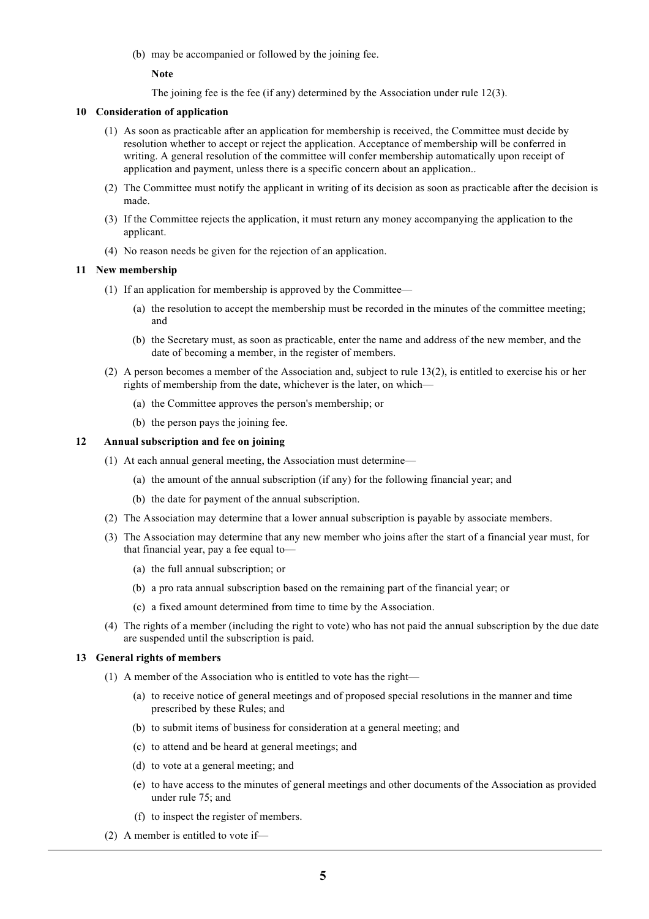(b) may be accompanied or followed by the joining fee.

**Note**

The joining fee is the fee (if any) determined by the Association under rule 12(3).

### 10 Consideration of application

(1) As soon as practicable after an application for membership is received, the Committee must decide by resolution whether to accept or reject the application. Acceptance of membership will be conferred in writing. A general resolution of the committee will confer membership automatically upon receipt of application and payment, unless there is a specific concern about an application..

(2) The Committee must notify the applicant in writing of its decision as soon as practicable after the decision is made.

(3) If the Committee rejects the application, it must return any money accompanying the application to the applicant.

(4) No reason needs be given for the rejection of an application.

### 11 New membership

(1) If an application for membership is approved by the Committee—

(a) the resolution to accept the membership must be recorded in the minutes of the committee meeting; and

(b) the Secretary must, as soon as practicable, enter the name and address of the new member, and the date of becoming a member, in the register of members.

(2) A person becomes a member of the Association and, subject to rule 13(2), is entitled to exercise his or her rights of membership from the date, whichever is the later, on which—

(a) the Committee approves the person's membership; or

(b) the person pays the joining fee.

### 12 Annual subscription and fee on joining

(1) At each annual general meeting, the Association must determine—

(a) the amount of the annual subscription (if any) for the following financial year; and

(b) the date for payment of the annual subscription.

(2) The Association may determine that a lower annual subscription is payable by associate members.

(3) The Association may determine that any new member who joins after the start of a financial year must, for that financial year, pay a fee equal to—

(a) the full annual subscription; or

(b) a pro rata annual subscription based on the remaining part of the financial year; or

(c) a fixed amount determined from time to time by the Association.

(4) The rights of a member (including the right to vote) who has not paid the annual subscription by the due date are suspended until the subscription is paid.

### 13 General rights of members

(1) A member of the Association who is entitled to vote has the right—

(a) to receive notice of general meetings and of proposed special resolutions in the manner and time prescribed by these Rules; and

(b) to submit items of business for consideration at a general meeting; and

(c) to attend and be heard at general meetings; and

(d) to vote at a general meeting; and

(e) to have access to the minutes of general meetings and other documents of the Association as provided under rule 75; and

(f) to inspect the register of members.

(2) A member is entitled to vote if—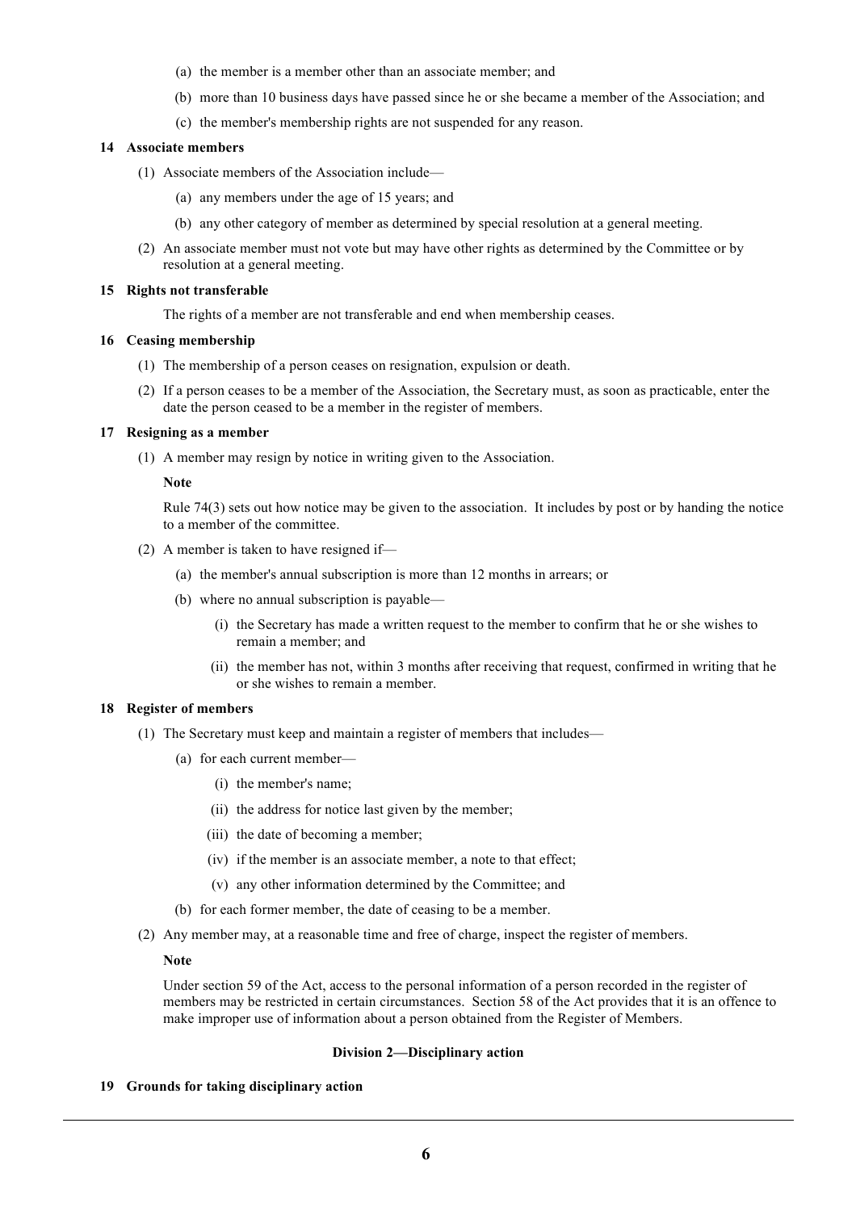(a) the member is a member other than an associate member; and

(b) more than 10 business days have passed since he or she became a member of the Association; and

(c) the member's membership rights are not suspended for any reason.

**14 Associate members**

(1) Associate members of the Association include—

(a) any members under the age of 15 years; and

(b) any other category of member as determined by special resolution at a general meeting.

(2) An associate member must not vote but may have other rights as determined by the Committee or by resolution at a general meeting.

**15 Rights not transferable**

The rights of a member are not transferable and end when membership ceases.

**16 Ceasing membership**

(1) The membership of a person ceases on resignation, expulsion or death.

(2) If a person ceases to be a member of the Association, the Secretary must, as soon as practicable, enter the date the person ceased to be a member in the register of members.

**17 Resigning as a member**

(1) A member may resign by notice in writing given to the Association.

**Note**

Rule 74(3) sets out how notice may be given to the association. It includes by post or by handing the notice to a member of the committee.

(2) A member is taken to have resigned if—

(a) the member's annual subscription is more than 12 months in arrears; or

(b) where no annual subscription is payable—

(i) the Secretary has made a written request to the member to confirm that he or she wishes to remain a member; and

(ii) the member has not, within 3 months after receiving that request, confirmed in writing that he or she wishes to remain a member.

**18 Register of members**

(1) The Secretary must keep and maintain a register of members that includes—

(a) for each current member—

(i) the member's name;

(ii) the address for notice last given by the member;

(iii) the date of becoming a member;

(iv) if the member is an associate member, a note to that effect;

(v) any other information determined by the Committee; and

(b) for each former member, the date of ceasing to be a member.

(2) Any member may, at a reasonable time and free of charge, inspect the register of members.

**Note**

Under section 59 of the Act, access to the personal information of a person recorded in the register of members may be restricted in certain circumstances. Section 58 of the Act provides that it is an offence to make improper use of information about a person obtained from the Register of Members.

## Division 2—Disciplinary action

**19 Grounds for taking disciplinary action**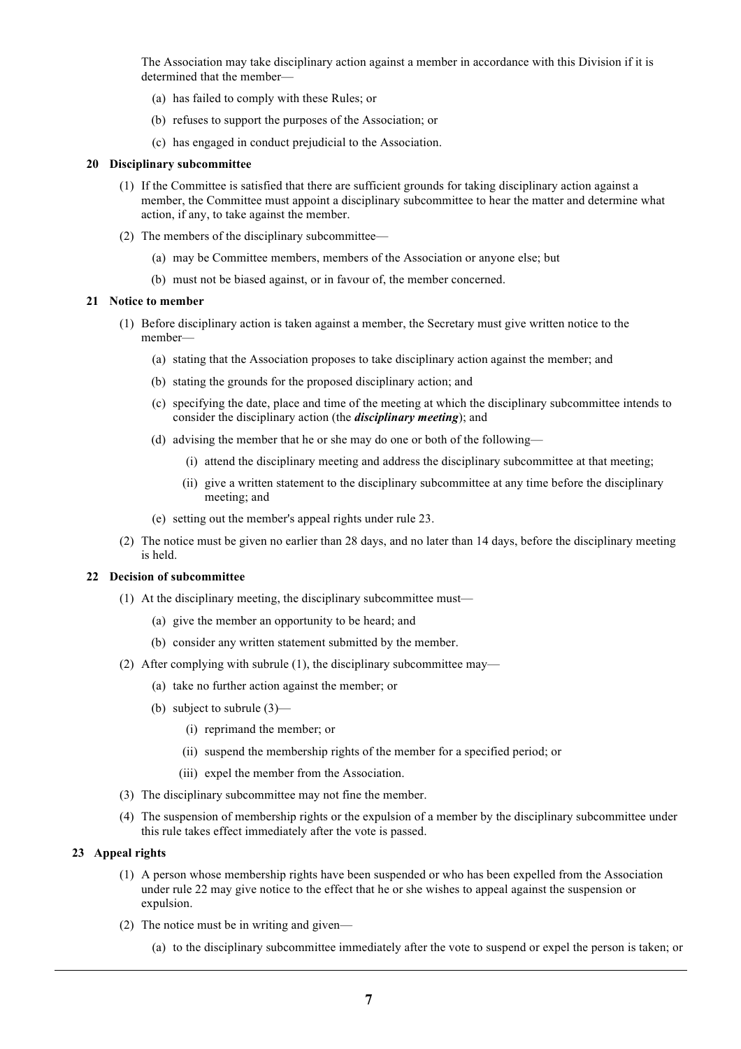The Association may take disciplinary action against a member in accordance with this Division if it is determined that the member—

(a) has failed to comply with these Rules; or

(b) refuses to support the purposes of the Association; or

(c) has engaged in conduct prejudicial to the Association.

## 20 Disciplinary subcommittee

(1) If the Committee is satisfied that there are sufficient grounds for taking disciplinary action against a member, the Committee must appoint a disciplinary subcommittee to hear the matter and determine what action, if any, to take against the member.

(2) The members of the disciplinary subcommittee—

(a) may be Committee members, members of the Association or anyone else; but

(b) must not be biased against, or in favour of, the member concerned.

## 21 Notice to member

(1) Before disciplinary action is taken against a member, the Secretary must give written notice to the member—

(a) stating that the Association proposes to take disciplinary action against the member; and

(b) stating the grounds for the proposed disciplinary action; and

(c) specifying the date, place and time of the meeting at which the disciplinary subcommittee intends to consider the disciplinary action (the ***disciplinary meeting***); and

(d) advising the member that he or she may do one or both of the following—

(i) attend the disciplinary meeting and address the disciplinary subcommittee at that meeting;

(ii) give a written statement to the disciplinary subcommittee at any time before the disciplinary meeting; and

(e) setting out the member's appeal rights under rule 23.

(2) The notice must be given no earlier than 28 days, and no later than 14 days, before the disciplinary meeting is held.

## 22 Decision of subcommittee

(1) At the disciplinary meeting, the disciplinary subcommittee must—

(a) give the member an opportunity to be heard; and

(b) consider any written statement submitted by the member.

(2) After complying with subrule (1), the disciplinary subcommittee may—

(a) take no further action against the member; or

(b) subject to subrule (3)—

(i) reprimand the member; or

(ii) suspend the membership rights of the member for a specified period; or

(iii) expel the member from the Association.

(3) The disciplinary subcommittee may not fine the member.

(4) The suspension of membership rights or the expulsion of a member by the disciplinary subcommittee under this rule takes effect immediately after the vote is passed.

## 23 Appeal rights

(1) A person whose membership rights have been suspended or who has been expelled from the Association under rule 22 may give notice to the effect that he or she wishes to appeal against the suspension or expulsion.

(2) The notice must be in writing and given—

(a) to the disciplinary subcommittee immediately after the vote to suspend or expel the person is taken; or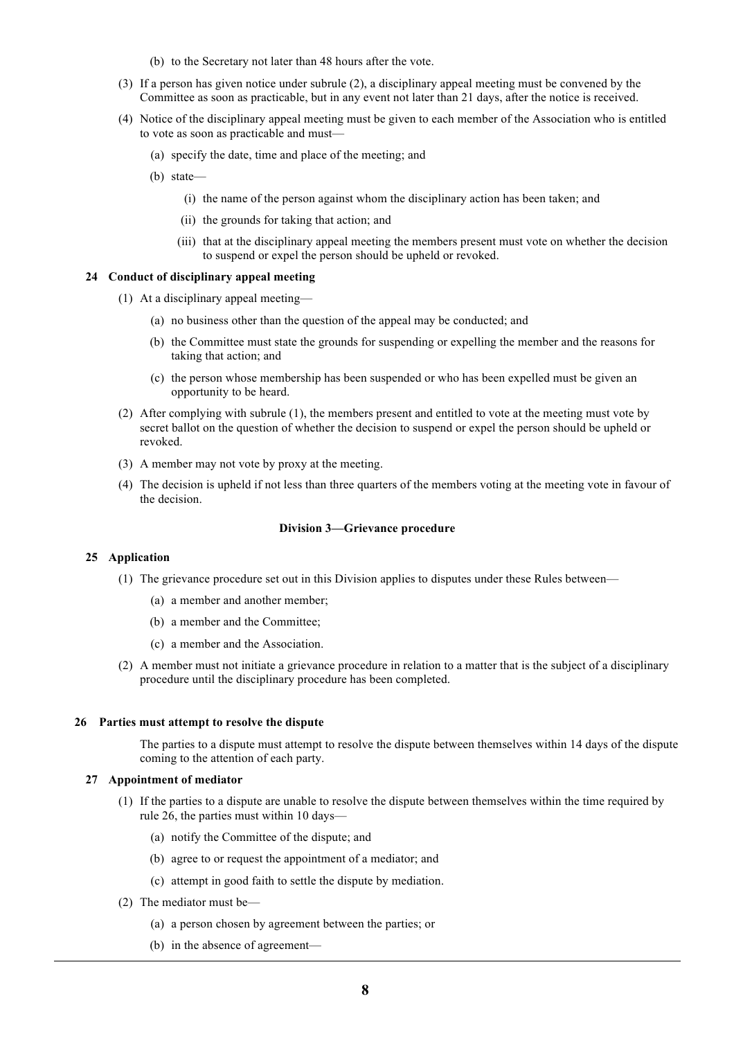(b) to the Secretary not later than 48 hours after the vote.

(3) If a person has given notice under subrule (2), a disciplinary appeal meeting must be convened by the Committee as soon as practicable, but in any event not later than 21 days, after the notice is received.

(4) Notice of the disciplinary appeal meeting must be given to each member of the Association who is entitled to vote as soon as practicable and must—

(a) specify the date, time and place of the meeting; and

(b) state—

(i) the name of the person against whom the disciplinary action has been taken; and

(ii) the grounds for taking that action; and

(iii) that at the disciplinary appeal meeting the members present must vote on whether the decision to suspend or expel the person should be upheld or revoked.

**24 Conduct of disciplinary appeal meeting**

(1) At a disciplinary appeal meeting—

(a) no business other than the question of the appeal may be conducted; and

(b) the Committee must state the grounds for suspending or expelling the member and the reasons for taking that action; and

(c) the person whose membership has been suspended or who has been expelled must be given an opportunity to be heard.

(2) After complying with subrule (1), the members present and entitled to vote at the meeting must vote by secret ballot on the question of whether the decision to suspend or expel the person should be upheld or revoked.

(3) A member may not vote by proxy at the meeting.

(4) The decision is upheld if not less than three quarters of the members voting at the meeting vote in favour of the decision.

**Division 3—Grievance procedure**

**25 Application**

(1) The grievance procedure set out in this Division applies to disputes under these Rules between—

(a) a member and another member;

(b) a member and the Committee;

(c) a member and the Association.

(2) A member must not initiate a grievance procedure in relation to a matter that is the subject of a disciplinary procedure until the disciplinary procedure has been completed.

**26 Parties must attempt to resolve the dispute**

The parties to a dispute must attempt to resolve the dispute between themselves within 14 days of the dispute coming to the attention of each party.

**27 Appointment of mediator**

(1) If the parties to a dispute are unable to resolve the dispute between themselves within the time required by rule 26, the parties must within 10 days—

(a) notify the Committee of the dispute; and

(b) agree to or request the appointment of a mediator; and

(c) attempt in good faith to settle the dispute by mediation.

(2) The mediator must be—

(a) a person chosen by agreement between the parties; or

(b) in the absence of agreement—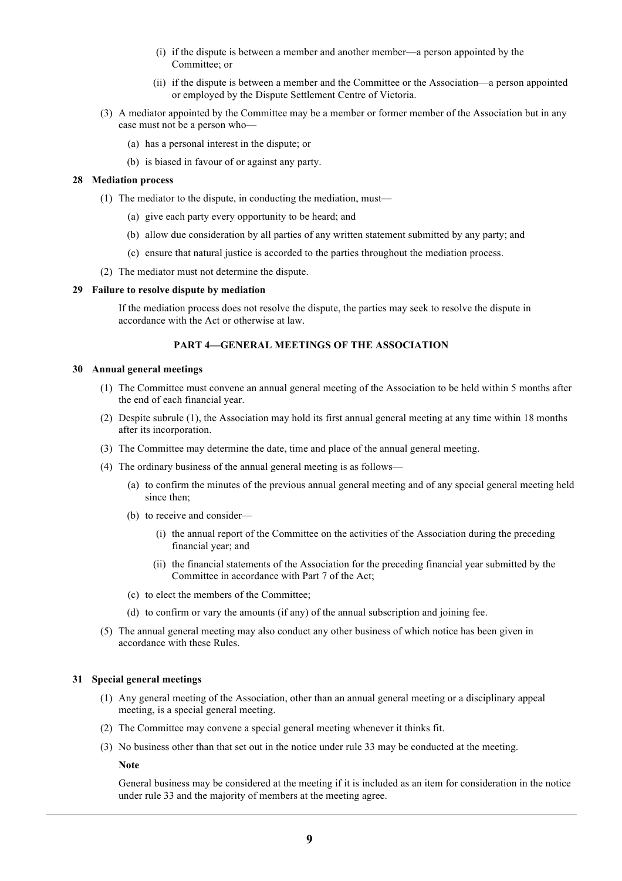(i) if the dispute is between a member and another member—a person appointed by the Committee; or

(ii) if the dispute is between a member and the Committee or the Association—a person appointed or employed by the Dispute Settlement Centre of Victoria.

(3) A mediator appointed by the Committee may be a member or former member of the Association but in any case must not be a person who—

(a) has a personal interest in the dispute; or

(b) is biased in favour of or against any party.

**28 Mediation process**

(1) The mediator to the dispute, in conducting the mediation, must—

(a) give each party every opportunity to be heard; and

(b) allow due consideration by all parties of any written statement submitted by any party; and

(c) ensure that natural justice is accorded to the parties throughout the mediation process.

(2) The mediator must not determine the dispute.

**29 Failure to resolve dispute by mediation**

If the mediation process does not resolve the dispute, the parties may seek to resolve the dispute in accordance with the Act or otherwise at law.

## PART 4—GENERAL MEETINGS OF THE ASSOCIATION

**30 Annual general meetings**

(1) The Committee must convene an annual general meeting of the Association to be held within 5 months after the end of each financial year.

(2) Despite subrule (1), the Association may hold its first annual general meeting at any time within 18 months after its incorporation.

(3) The Committee may determine the date, time and place of the annual general meeting.

(4) The ordinary business of the annual general meeting is as follows—

(a) to confirm the minutes of the previous annual general meeting and of any special general meeting held since then;

(b) to receive and consider—

(i) the annual report of the Committee on the activities of the Association during the preceding financial year; and

(ii) the financial statements of the Association for the preceding financial year submitted by the Committee in accordance with Part 7 of the Act;

(c) to elect the members of the Committee;

(d) to confirm or vary the amounts (if any) of the annual subscription and joining fee.

(5) The annual general meeting may also conduct any other business of which notice has been given in accordance with these Rules.

**31 Special general meetings**

(1) Any general meeting of the Association, other than an annual general meeting or a disciplinary appeal meeting, is a special general meeting.

(2) The Committee may convene a special general meeting whenever it thinks fit.

(3) No business other than that set out in the notice under rule 33 may be conducted at the meeting.

**Note**

General business may be considered at the meeting if it is included as an item for consideration in the notice under rule 33 and the majority of members at the meeting agree.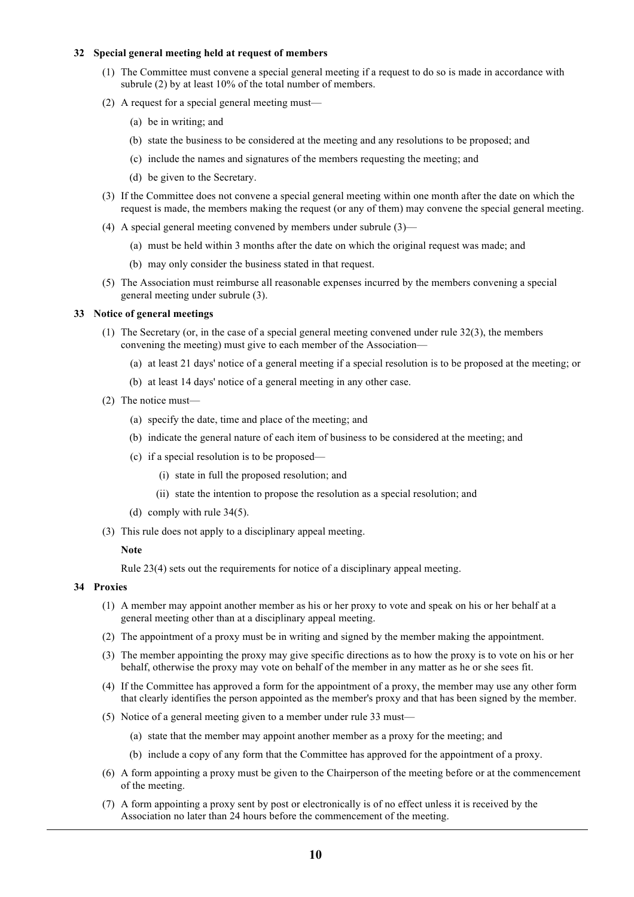### 32 Special general meeting held at request of members

(1) The Committee must convene a special general meeting if a request to do so is made in accordance with subrule (2) by at least 10% of the total number of members.

(2) A request for a special general meeting must—

  (a) be in writing; and

  (b) state the business to be considered at the meeting and any resolutions to be proposed; and

  (c) include the names and signatures of the members requesting the meeting; and

  (d) be given to the Secretary.

(3) If the Committee does not convene a special general meeting within one month after the date on which the request is made, the members making the request (or any of them) may convene the special general meeting.

(4) A special general meeting convened by members under subrule (3)—

  (a) must be held within 3 months after the date on which the original request was made; and

  (b) may only consider the business stated in that request.

(5) The Association must reimburse all reasonable expenses incurred by the members convening a special general meeting under subrule (3).

### 33 Notice of general meetings

(1) The Secretary (or, in the case of a special general meeting convened under rule 32(3), the members convening the meeting) must give to each member of the Association—

  (a) at least 21 days' notice of a general meeting if a special resolution is to be proposed at the meeting; or

  (b) at least 14 days' notice of a general meeting in any other case.

(2) The notice must—

  (a) specify the date, time and place of the meeting; and

  (b) indicate the general nature of each item of business to be considered at the meeting; and

  (c) if a special resolution is to be proposed—

    (i) state in full the proposed resolution; and

    (ii) state the intention to propose the resolution as a special resolution; and

  (d) comply with rule 34(5).

(3) This rule does not apply to a disciplinary appeal meeting.

**Note**

Rule 23(4) sets out the requirements for notice of a disciplinary appeal meeting.

### 34 Proxies

(1) A member may appoint another member as his or her proxy to vote and speak on his or her behalf at a general meeting other than at a disciplinary appeal meeting.

(2) The appointment of a proxy must be in writing and signed by the member making the appointment.

(3) The member appointing the proxy may give specific directions as to how the proxy is to vote on his or her behalf, otherwise the proxy may vote on behalf of the member in any matter as he or she sees fit.

(4) If the Committee has approved a form for the appointment of a proxy, the member may use any other form that clearly identifies the person appointed as the member's proxy and that has been signed by the member.

(5) Notice of a general meeting given to a member under rule 33 must—

  (a) state that the member may appoint another member as a proxy for the meeting; and

  (b) include a copy of any form that the Committee has approved for the appointment of a proxy.

(6) A form appointing a proxy must be given to the Chairperson of the meeting before or at the commencement of the meeting.

(7) A form appointing a proxy sent by post or electronically is of no effect unless it is received by the Association no later than 24 hours before the commencement of the meeting.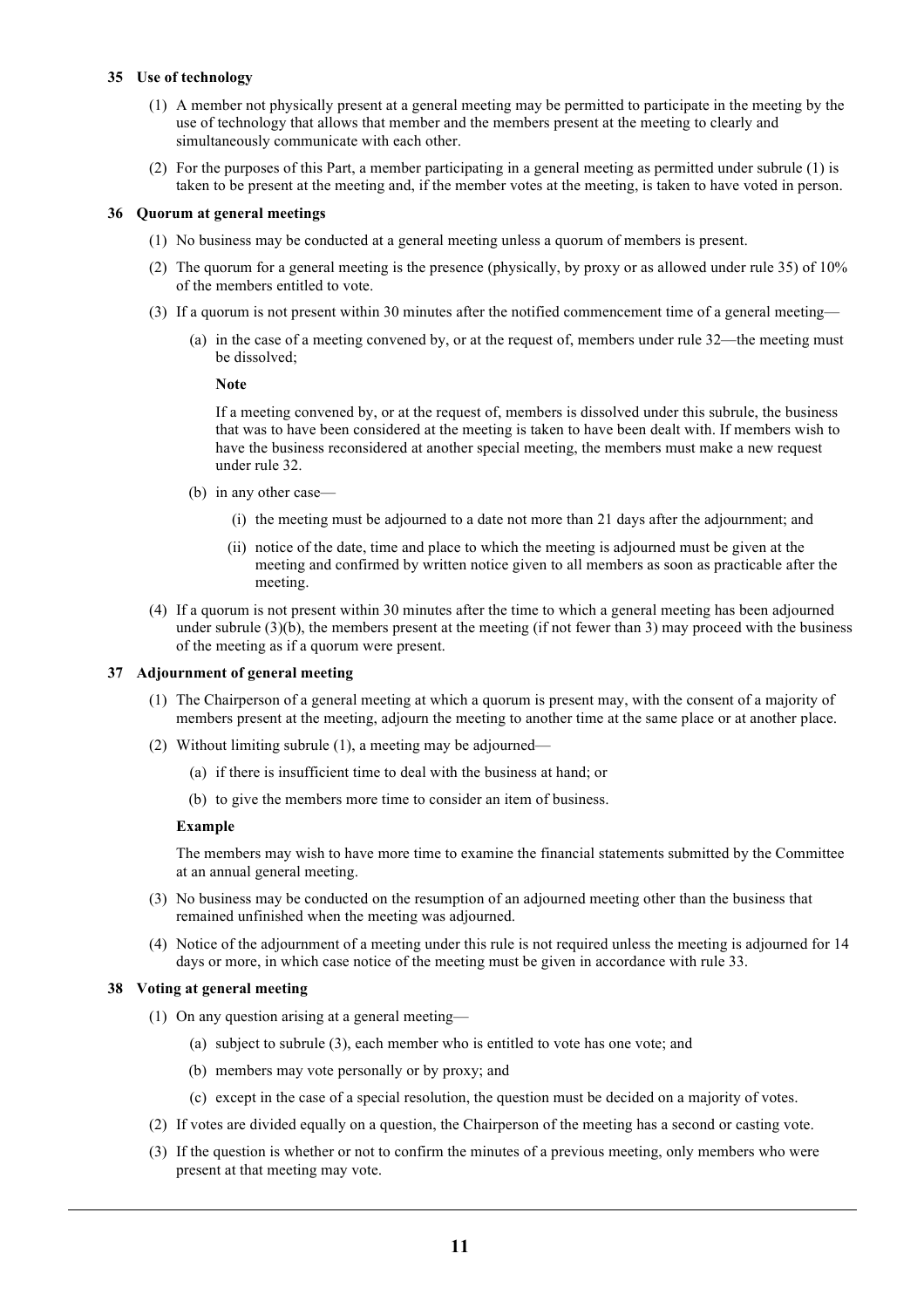### 35 Use of technology

(1) A member not physically present at a general meeting may be permitted to participate in the meeting by the use of technology that allows that member and the members present at the meeting to clearly and simultaneously communicate with each other.

(2) For the purposes of this Part, a member participating in a general meeting as permitted under subrule (1) is taken to be present at the meeting and, if the member votes at the meeting, is taken to have voted in person.

### 36 Quorum at general meetings

(1) No business may be conducted at a general meeting unless a quorum of members is present.

(2) The quorum for a general meeting is the presence (physically, by proxy or as allowed under rule 35) of 10% of the members entitled to vote.

(3) If a quorum is not present within 30 minutes after the notified commencement time of a general meeting—

(a) in the case of a meeting convened by, or at the request of, members under rule 32—the meeting must be dissolved;

**Note**

If a meeting convened by, or at the request of, members is dissolved under this subrule, the business that was to have been considered at the meeting is taken to have been dealt with. If members wish to have the business reconsidered at another special meeting, the members must make a new request under rule 32.

(b) in any other case—

(i) the meeting must be adjourned to a date not more than 21 days after the adjournment; and

(ii) notice of the date, time and place to which the meeting is adjourned must be given at the meeting and confirmed by written notice given to all members as soon as practicable after the meeting.

(4) If a quorum is not present within 30 minutes after the time to which a general meeting has been adjourned under subrule (3)(b), the members present at the meeting (if not fewer than 3) may proceed with the business of the meeting as if a quorum were present.

### 37 Adjournment of general meeting

(1) The Chairperson of a general meeting at which a quorum is present may, with the consent of a majority of members present at the meeting, adjourn the meeting to another time at the same place or at another place.

(2) Without limiting subrule (1), a meeting may be adjourned—

(a) if there is insufficient time to deal with the business at hand; or

(b) to give the members more time to consider an item of business.

**Example**

The members may wish to have more time to examine the financial statements submitted by the Committee at an annual general meeting.

(3) No business may be conducted on the resumption of an adjourned meeting other than the business that remained unfinished when the meeting was adjourned.

(4) Notice of the adjournment of a meeting under this rule is not required unless the meeting is adjourned for 14 days or more, in which case notice of the meeting must be given in accordance with rule 33.

### 38 Voting at general meeting

(1) On any question arising at a general meeting—

(a) subject to subrule (3), each member who is entitled to vote has one vote; and

(b) members may vote personally or by proxy; and

(c) except in the case of a special resolution, the question must be decided on a majority of votes.

(2) If votes are divided equally on a question, the Chairperson of the meeting has a second or casting vote.

(3) If the question is whether or not to confirm the minutes of a previous meeting, only members who were present at that meeting may vote.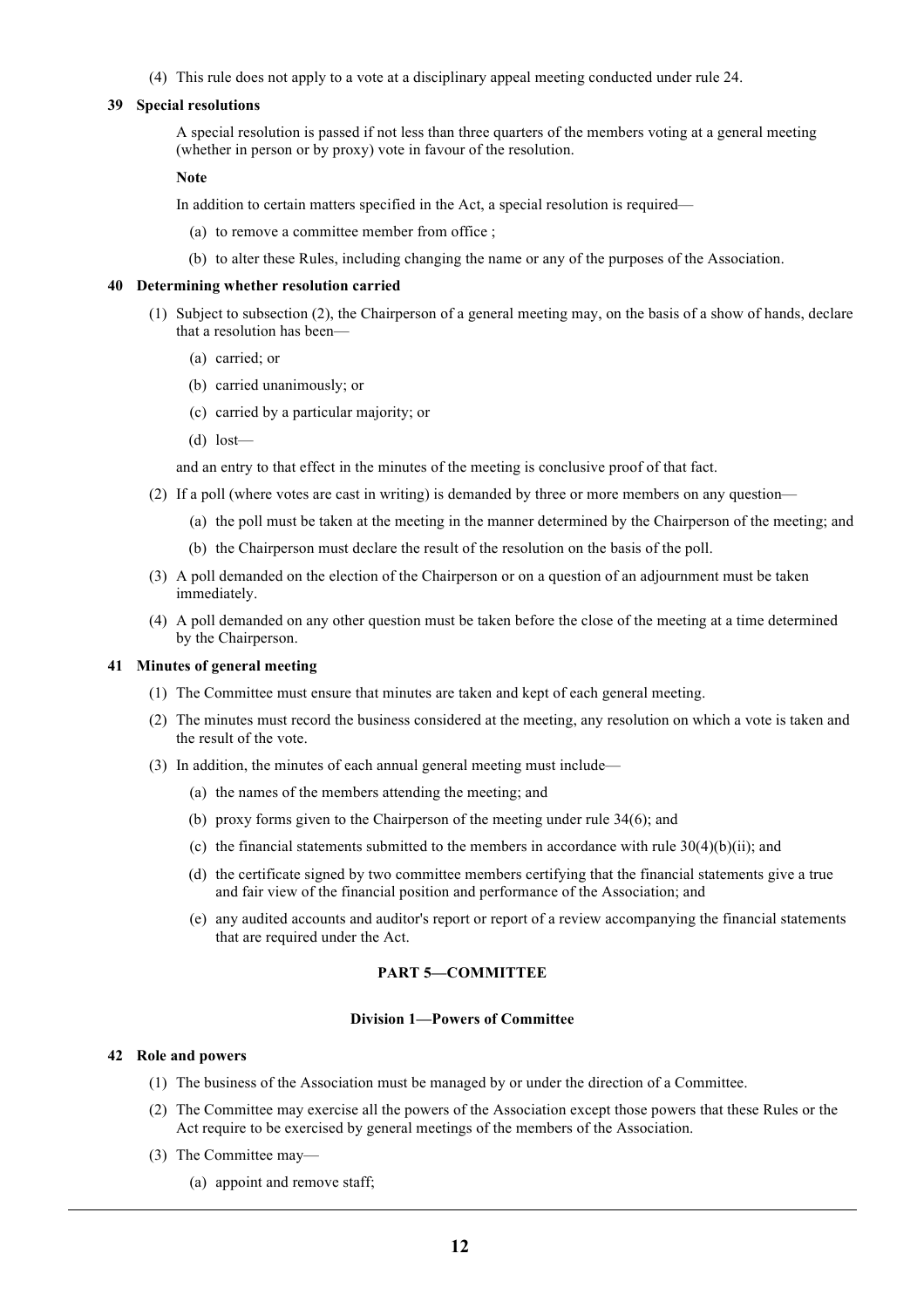(4) This rule does not apply to a vote at a disciplinary appeal meeting conducted under rule 24.

**39 Special resolutions**

A special resolution is passed if not less than three quarters of the members voting at a general meeting (whether in person or by proxy) vote in favour of the resolution.

**Note**

In addition to certain matters specified in the Act, a special resolution is required—

(a) to remove a committee member from office ;

(b) to alter these Rules, including changing the name or any of the purposes of the Association.

**40 Determining whether resolution carried**

(1) Subject to subsection (2), the Chairperson of a general meeting may, on the basis of a show of hands, declare that a resolution has been—

(a) carried; or

(b) carried unanimously; or

(c) carried by a particular majority; or

(d) lost—

and an entry to that effect in the minutes of the meeting is conclusive proof of that fact.

(2) If a poll (where votes are cast in writing) is demanded by three or more members on any question—

(a) the poll must be taken at the meeting in the manner determined by the Chairperson of the meeting; and

(b) the Chairperson must declare the result of the resolution on the basis of the poll.

(3) A poll demanded on the election of the Chairperson or on a question of an adjournment must be taken immediately.

(4) A poll demanded on any other question must be taken before the close of the meeting at a time determined by the Chairperson.

**41 Minutes of general meeting**

(1) The Committee must ensure that minutes are taken and kept of each general meeting.

(2) The minutes must record the business considered at the meeting, any resolution on which a vote is taken and the result of the vote.

(3) In addition, the minutes of each annual general meeting must include—

(a) the names of the members attending the meeting; and

(b) proxy forms given to the Chairperson of the meeting under rule 34(6); and

(c) the financial statements submitted to the members in accordance with rule 30(4)(b)(ii); and

(d) the certificate signed by two committee members certifying that the financial statements give a true and fair view of the financial position and performance of the Association; and

(e) any audited accounts and auditor's report or report of a review accompanying the financial statements that are required under the Act.

## PART 5—COMMITTEE

### Division 1—Powers of Committee

**42 Role and powers**

(1) The business of the Association must be managed by or under the direction of a Committee.

(2) The Committee may exercise all the powers of the Association except those powers that these Rules or the Act require to be exercised by general meetings of the members of the Association.

(3) The Committee may—

(a) appoint and remove staff;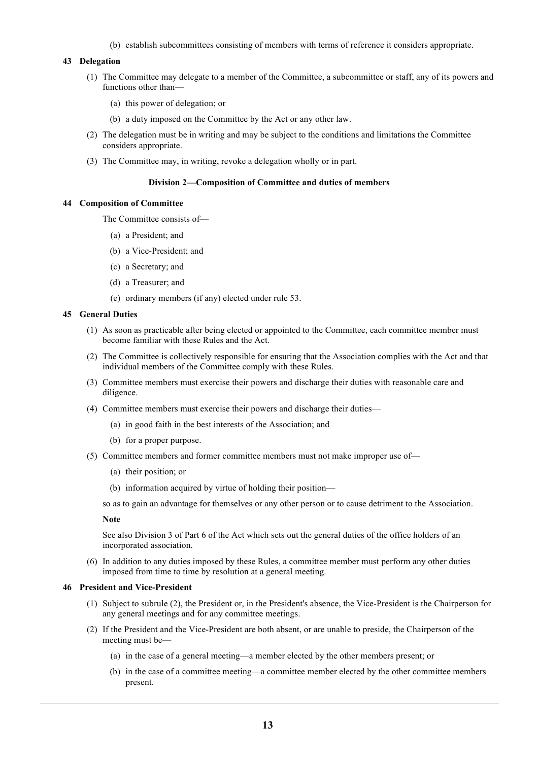(b) establish subcommittees consisting of members with terms of reference it considers appropriate.

**43 Delegation**

(1) The Committee may delegate to a member of the Committee, a subcommittee or staff, any of its powers and functions other than—

(a) this power of delegation; or

(b) a duty imposed on the Committee by the Act or any other law.

(2) The delegation must be in writing and may be subject to the conditions and limitations the Committee considers appropriate.

(3) The Committee may, in writing, revoke a delegation wholly or in part.

### Division 2—Composition of Committee and duties of members

**44 Composition of Committee**

The Committee consists of—

(a) a President; and

(b) a Vice-President; and

(c) a Secretary; and

(d) a Treasurer; and

(e) ordinary members (if any) elected under rule 53.

**45 General Duties**

(1) As soon as practicable after being elected or appointed to the Committee, each committee member must become familiar with these Rules and the Act.

(2) The Committee is collectively responsible for ensuring that the Association complies with the Act and that individual members of the Committee comply with these Rules.

(3) Committee members must exercise their powers and discharge their duties with reasonable care and diligence.

(4) Committee members must exercise their powers and discharge their duties—

(a) in good faith in the best interests of the Association; and

(b) for a proper purpose.

(5) Committee members and former committee members must not make improper use of—

(a) their position; or

(b) information acquired by virtue of holding their position—

so as to gain an advantage for themselves or any other person or to cause detriment to the Association.

**Note**

See also Division 3 of Part 6 of the Act which sets out the general duties of the office holders of an incorporated association.

(6) In addition to any duties imposed by these Rules, a committee member must perform any other duties imposed from time to time by resolution at a general meeting.

**46 President and Vice-President**

(1) Subject to subrule (2), the President or, in the President's absence, the Vice-President is the Chairperson for any general meetings and for any committee meetings.

(2) If the President and the Vice-President are both absent, or are unable to preside, the Chairperson of the meeting must be—

(a) in the case of a general meeting—a member elected by the other members present; or

(b) in the case of a committee meeting—a committee member elected by the other committee members present.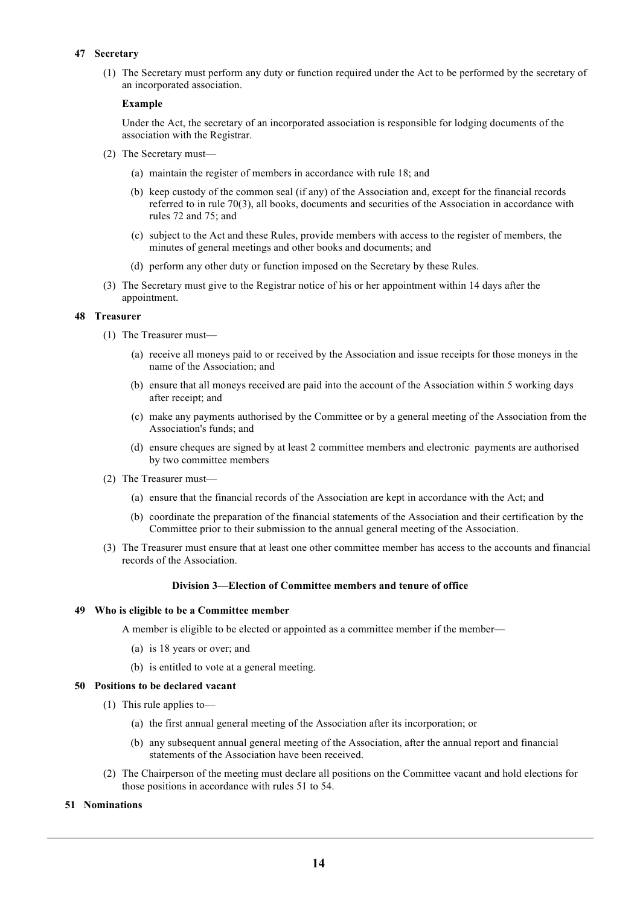### 47 Secretary

(1) The Secretary must perform any duty or function required under the Act to be performed by the secretary of an incorporated association.

**Example**

Under the Act, the secretary of an incorporated association is responsible for lodging documents of the association with the Registrar.

(2) The Secretary must—

(a) maintain the register of members in accordance with rule 18; and

(b) keep custody of the common seal (if any) of the Association and, except for the financial records referred to in rule 70(3), all books, documents and securities of the Association in accordance with rules 72 and 75; and

(c) subject to the Act and these Rules, provide members with access to the register of members, the minutes of general meetings and other books and documents; and

(d) perform any other duty or function imposed on the Secretary by these Rules.

(3) The Secretary must give to the Registrar notice of his or her appointment within 14 days after the appointment.

### 48 Treasurer

(1) The Treasurer must—

(a) receive all moneys paid to or received by the Association and issue receipts for those moneys in the name of the Association; and

(b) ensure that all moneys received are paid into the account of the Association within 5 working days after receipt; and

(c) make any payments authorised by the Committee or by a general meeting of the Association from the Association's funds; and

(d) ensure cheques are signed by at least 2 committee members and electronic payments are authorised by two committee members

(2) The Treasurer must—

(a) ensure that the financial records of the Association are kept in accordance with the Act; and

(b) coordinate the preparation of the financial statements of the Association and their certification by the Committee prior to their submission to the annual general meeting of the Association.

(3) The Treasurer must ensure that at least one other committee member has access to the accounts and financial records of the Association.

## Division 3—Election of Committee members and tenure of office

### 49 Who is eligible to be a Committee member

A member is eligible to be elected or appointed as a committee member if the member—

(a) is 18 years or over; and

(b) is entitled to vote at a general meeting.

### 50 Positions to be declared vacant

(1) This rule applies to—

(a) the first annual general meeting of the Association after its incorporation; or

(b) any subsequent annual general meeting of the Association, after the annual report and financial statements of the Association have been received.

(2) The Chairperson of the meeting must declare all positions on the Committee vacant and hold elections for those positions in accordance with rules 51 to 54.

### 51 Nominations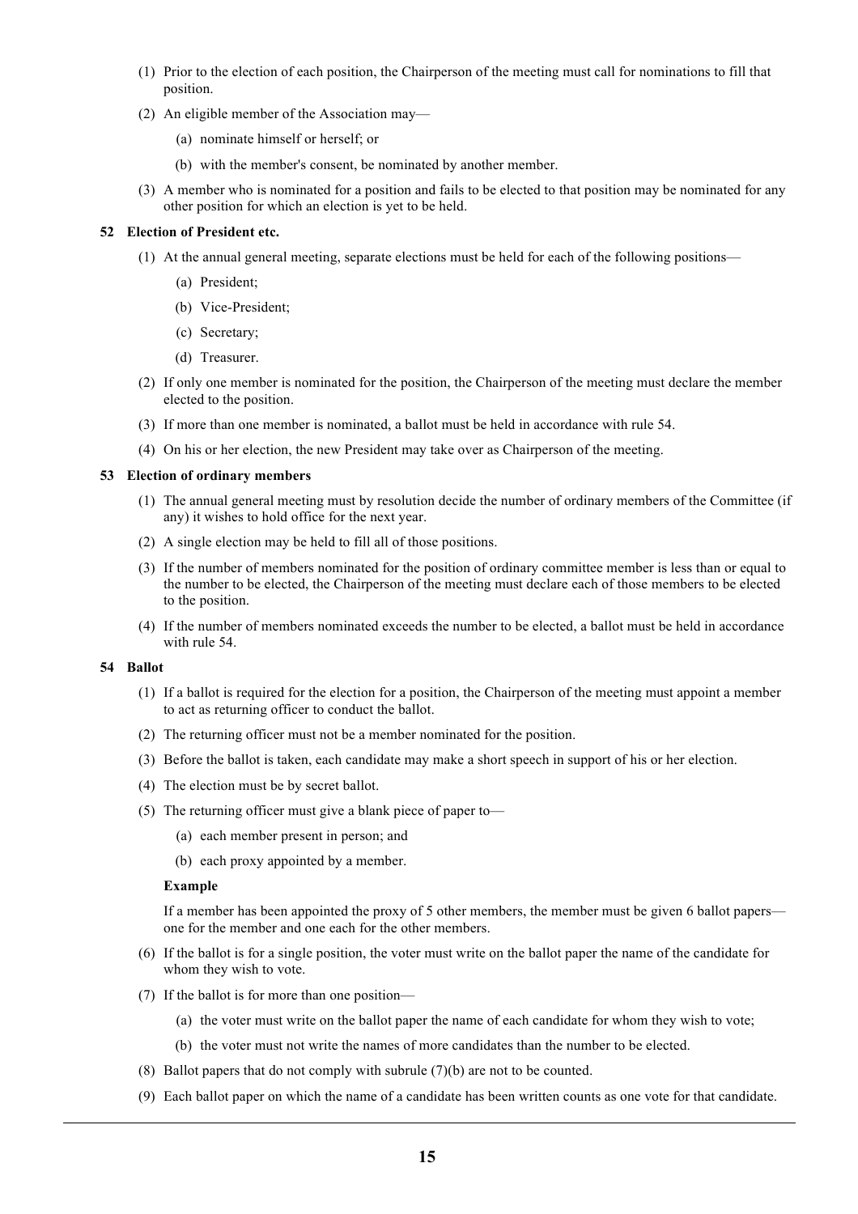(1) Prior to the election of each position, the Chairperson of the meeting must call for nominations to fill that position.

(2) An eligible member of the Association may—

(a) nominate himself or herself; or

(b) with the member's consent, be nominated by another member.

(3) A member who is nominated for a position and fails to be elected to that position may be nominated for any other position for which an election is yet to be held.

**52 Election of President etc.**

(1) At the annual general meeting, separate elections must be held for each of the following positions—

(a) President;

(b) Vice-President;

(c) Secretary;

(d) Treasurer.

(2) If only one member is nominated for the position, the Chairperson of the meeting must declare the member elected to the position.

(3) If more than one member is nominated, a ballot must be held in accordance with rule 54.

(4) On his or her election, the new President may take over as Chairperson of the meeting.

**53 Election of ordinary members**

(1) The annual general meeting must by resolution decide the number of ordinary members of the Committee (if any) it wishes to hold office for the next year.

(2) A single election may be held to fill all of those positions.

(3) If the number of members nominated for the position of ordinary committee member is less than or equal to the number to be elected, the Chairperson of the meeting must declare each of those members to be elected to the position.

(4) If the number of members nominated exceeds the number to be elected, a ballot must be held in accordance with rule 54.

**54 Ballot**

(1) If a ballot is required for the election for a position, the Chairperson of the meeting must appoint a member to act as returning officer to conduct the ballot.

(2) The returning officer must not be a member nominated for the position.

(3) Before the ballot is taken, each candidate may make a short speech in support of his or her election.

(4) The election must be by secret ballot.

(5) The returning officer must give a blank piece of paper to—

(a) each member present in person; and

(b) each proxy appointed by a member.

**Example**

If a member has been appointed the proxy of 5 other members, the member must be given 6 ballot papers—one for the member and one each for the other members.

(6) If the ballot is for a single position, the voter must write on the ballot paper the name of the candidate for whom they wish to vote.

(7) If the ballot is for more than one position—

(a) the voter must write on the ballot paper the name of each candidate for whom they wish to vote;

(b) the voter must not write the names of more candidates than the number to be elected.

(8) Ballot papers that do not comply with subrule (7)(b) are not to be counted.

(9) Each ballot paper on which the name of a candidate has been written counts as one vote for that candidate.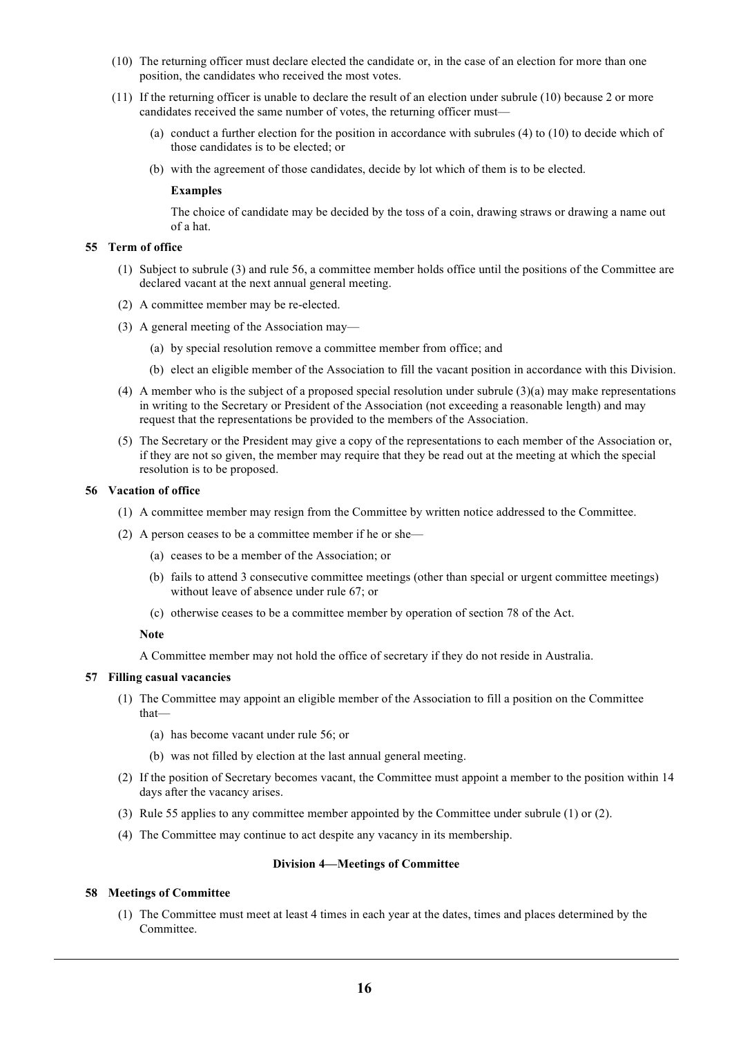(10) The returning officer must declare elected the candidate or, in the case of an election for more than one position, the candidates who received the most votes.

(11) If the returning officer is unable to declare the result of an election under subrule (10) because 2 or more candidates received the same number of votes, the returning officer must—

(a) conduct a further election for the position in accordance with subrules (4) to (10) to decide which of those candidates is to be elected; or

(b) with the agreement of those candidates, decide by lot which of them is to be elected.

**Examples**

The choice of candidate may be decided by the toss of a coin, drawing straws or drawing a name out of a hat.

### 55 Term of office

(1) Subject to subrule (3) and rule 56, a committee member holds office until the positions of the Committee are declared vacant at the next annual general meeting.

(2) A committee member may be re-elected.

(3) A general meeting of the Association may—

(a) by special resolution remove a committee member from office; and

(b) elect an eligible member of the Association to fill the vacant position in accordance with this Division.

(4) A member who is the subject of a proposed special resolution under subrule (3)(a) may make representations in writing to the Secretary or President of the Association (not exceeding a reasonable length) and may request that the representations be provided to the members of the Association.

(5) The Secretary or the President may give a copy of the representations to each member of the Association or, if they are not so given, the member may require that they be read out at the meeting at which the special resolution is to be proposed.

### 56 Vacation of office

(1) A committee member may resign from the Committee by written notice addressed to the Committee.

(2) A person ceases to be a committee member if he or she—

(a) ceases to be a member of the Association; or

(b) fails to attend 3 consecutive committee meetings (other than special or urgent committee meetings) without leave of absence under rule 67; or

(c) otherwise ceases to be a committee member by operation of section 78 of the Act.

**Note**

A Committee member may not hold the office of secretary if they do not reside in Australia.

### 57 Filling casual vacancies

(1) The Committee may appoint an eligible member of the Association to fill a position on the Committee that—

(a) has become vacant under rule 56; or

(b) was not filled by election at the last annual general meeting.

(2) If the position of Secretary becomes vacant, the Committee must appoint a member to the position within 14 days after the vacancy arises.

(3) Rule 55 applies to any committee member appointed by the Committee under subrule (1) or (2).

(4) The Committee may continue to act despite any vacancy in its membership.

## Division 4—Meetings of Committee

### 58 Meetings of Committee

(1) The Committee must meet at least 4 times in each year at the dates, times and places determined by the Committee.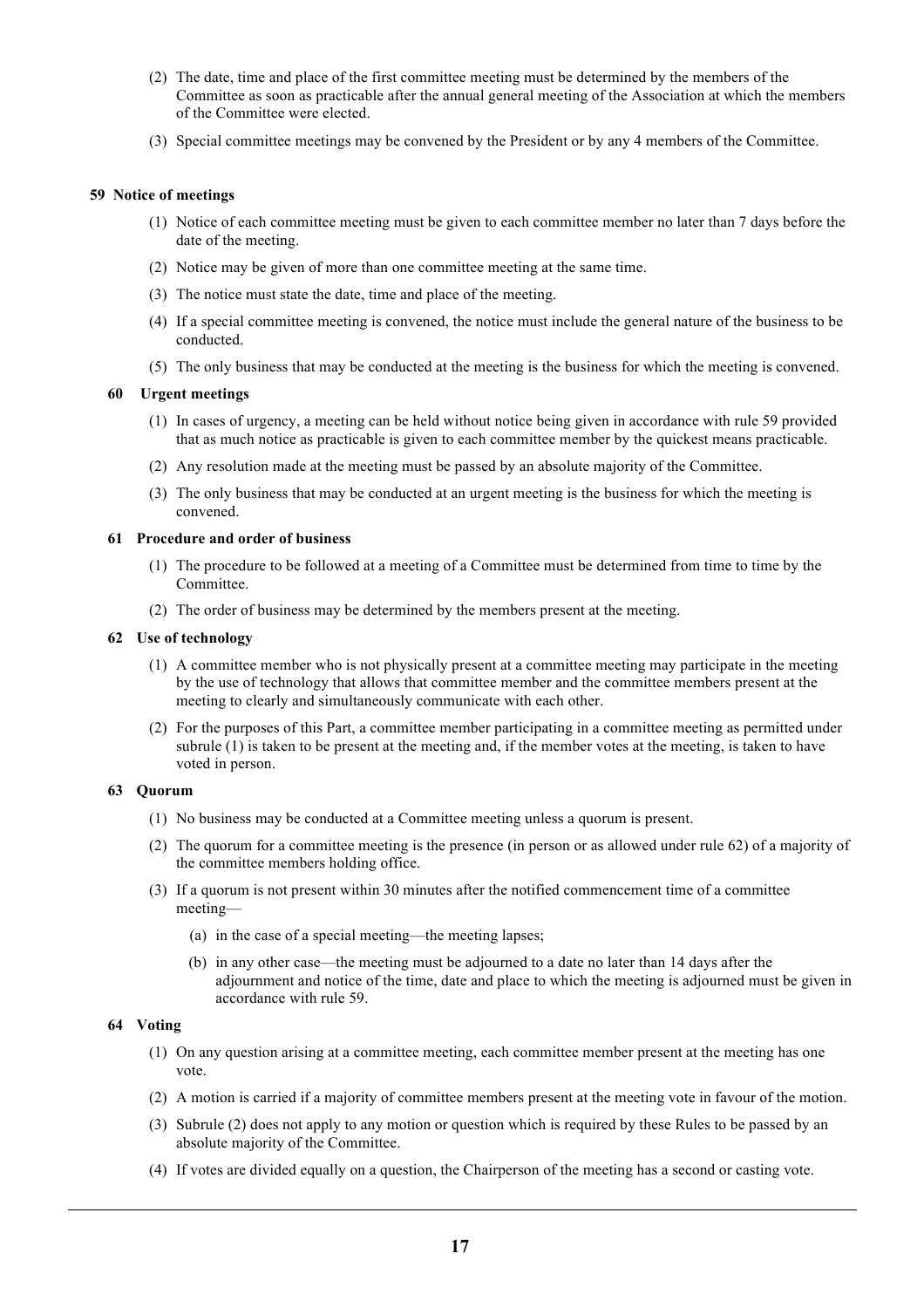(2) The date, time and place of the first committee meeting must be determined by the members of the Committee as soon as practicable after the annual general meeting of the Association at which the members of the Committee were elected.

(3) Special committee meetings may be convened by the President or by any 4 members of the Committee.

**59 Notice of meetings**

(1) Notice of each committee meeting must be given to each committee member no later than 7 days before the date of the meeting.

(2) Notice may be given of more than one committee meeting at the same time.

(3) The notice must state the date, time and place of the meeting.

(4) If a special committee meeting is convened, the notice must include the general nature of the business to be conducted.

(5) The only business that may be conducted at the meeting is the business for which the meeting is convened.

**60 Urgent meetings**

(1) In cases of urgency, a meeting can be held without notice being given in accordance with rule 59 provided that as much notice as practicable is given to each committee member by the quickest means practicable.

(2) Any resolution made at the meeting must be passed by an absolute majority of the Committee.

(3) The only business that may be conducted at an urgent meeting is the business for which the meeting is convened.

**61 Procedure and order of business**

(1) The procedure to be followed at a meeting of a Committee must be determined from time to time by the Committee.

(2) The order of business may be determined by the members present at the meeting.

**62 Use of technology**

(1) A committee member who is not physically present at a committee meeting may participate in the meeting by the use of technology that allows that committee member and the committee members present at the meeting to clearly and simultaneously communicate with each other.

(2) For the purposes of this Part, a committee member participating in a committee meeting as permitted under subrule (1) is taken to be present at the meeting and, if the member votes at the meeting, is taken to have voted in person.

**63 Quorum**

(1) No business may be conducted at a Committee meeting unless a quorum is present.

(2) The quorum for a committee meeting is the presence (in person or as allowed under rule 62) of a majority of the committee members holding office.

(3) If a quorum is not present within 30 minutes after the notified commencement time of a committee meeting—

(a) in the case of a special meeting—the meeting lapses;

(b) in any other case—the meeting must be adjourned to a date no later than 14 days after the adjournment and notice of the time, date and place to which the meeting is adjourned must be given in accordance with rule 59.

**64 Voting**

(1) On any question arising at a committee meeting, each committee member present at the meeting has one vote.

(2) A motion is carried if a majority of committee members present at the meeting vote in favour of the motion.

(3) Subrule (2) does not apply to any motion or question which is required by these Rules to be passed by an absolute majority of the Committee.

(4) If votes are divided equally on a question, the Chairperson of the meeting has a second or casting vote.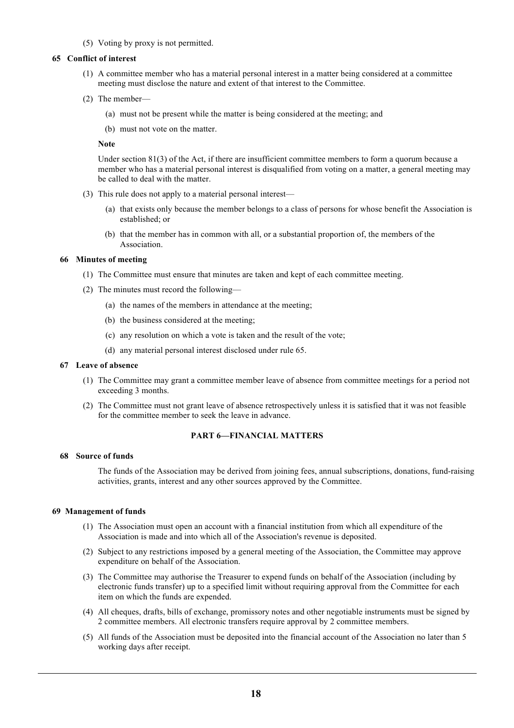(5) Voting by proxy is not permitted.

**65 Conflict of interest**

(1) A committee member who has a material personal interest in a matter being considered at a committee meeting must disclose the nature and extent of that interest to the Committee.

(2) The member—

(a) must not be present while the matter is being considered at the meeting; and

(b) must not vote on the matter.

**Note**

Under section 81(3) of the Act, if there are insufficient committee members to form a quorum because a member who has a material personal interest is disqualified from voting on a matter, a general meeting may be called to deal with the matter.

(3) This rule does not apply to a material personal interest—

(a) that exists only because the member belongs to a class of persons for whose benefit the Association is established; or

(b) that the member has in common with all, or a substantial proportion of, the members of the Association.

**66 Minutes of meeting**

(1) The Committee must ensure that minutes are taken and kept of each committee meeting.

(2) The minutes must record the following—

(a) the names of the members in attendance at the meeting;

(b) the business considered at the meeting;

(c) any resolution on which a vote is taken and the result of the vote;

(d) any material personal interest disclosed under rule 65.

**67 Leave of absence**

(1) The Committee may grant a committee member leave of absence from committee meetings for a period not exceeding 3 months.

(2) The Committee must not grant leave of absence retrospectively unless it is satisfied that it was not feasible for the committee member to seek the leave in advance.

## PART 6—FINANCIAL MATTERS

**68 Source of funds**

The funds of the Association may be derived from joining fees, annual subscriptions, donations, fund-raising activities, grants, interest and any other sources approved by the Committee.

**69 Management of funds**

(1) The Association must open an account with a financial institution from which all expenditure of the Association is made and into which all of the Association's revenue is deposited.

(2) Subject to any restrictions imposed by a general meeting of the Association, the Committee may approve expenditure on behalf of the Association.

(3) The Committee may authorise the Treasurer to expend funds on behalf of the Association (including by electronic funds transfer) up to a specified limit without requiring approval from the Committee for each item on which the funds are expended.

(4) All cheques, drafts, bills of exchange, promissory notes and other negotiable instruments must be signed by 2 committee members. All electronic transfers require approval by 2 committee members.

(5) All funds of the Association must be deposited into the financial account of the Association no later than 5 working days after receipt.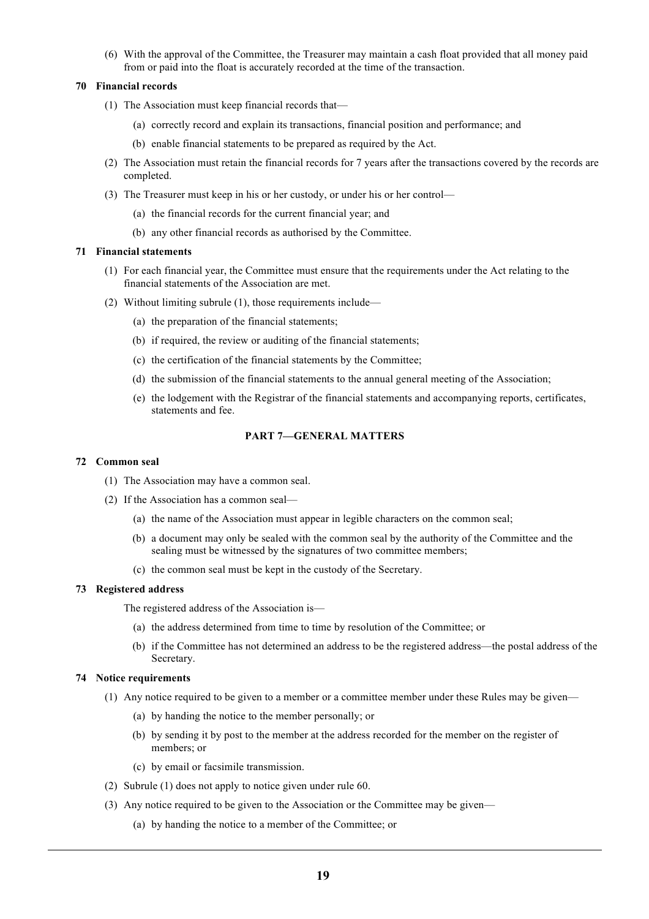(6) With the approval of the Committee, the Treasurer may maintain a cash float provided that all money paid from or paid into the float is accurately recorded at the time of the transaction.

**70 Financial records**

(1) The Association must keep financial records that—

(a) correctly record and explain its transactions, financial position and performance; and

(b) enable financial statements to be prepared as required by the Act.

(2) The Association must retain the financial records for 7 years after the transactions covered by the records are completed.

(3) The Treasurer must keep in his or her custody, or under his or her control—

(a) the financial records for the current financial year; and

(b) any other financial records as authorised by the Committee.

**71 Financial statements**

(1) For each financial year, the Committee must ensure that the requirements under the Act relating to the financial statements of the Association are met.

(2) Without limiting subrule (1), those requirements include—

(a) the preparation of the financial statements;

(b) if required, the review or auditing of the financial statements;

(c) the certification of the financial statements by the Committee;

(d) the submission of the financial statements to the annual general meeting of the Association;

(e) the lodgement with the Registrar of the financial statements and accompanying reports, certificates, statements and fee.

## PART 7—GENERAL MATTERS

**72 Common seal**

(1) The Association may have a common seal.

(2) If the Association has a common seal—

(a) the name of the Association must appear in legible characters on the common seal;

(b) a document may only be sealed with the common seal by the authority of the Committee and the sealing must be witnessed by the signatures of two committee members;

(c) the common seal must be kept in the custody of the Secretary.

**73 Registered address**

The registered address of the Association is—

(a) the address determined from time to time by resolution of the Committee; or

(b) if the Committee has not determined an address to be the registered address—the postal address of the Secretary.

**74 Notice requirements**

(1) Any notice required to be given to a member or a committee member under these Rules may be given—

(a) by handing the notice to the member personally; or

(b) by sending it by post to the member at the address recorded for the member on the register of members; or

(c) by email or facsimile transmission.

(2) Subrule (1) does not apply to notice given under rule 60.

(3) Any notice required to be given to the Association or the Committee may be given—

(a) by handing the notice to a member of the Committee; or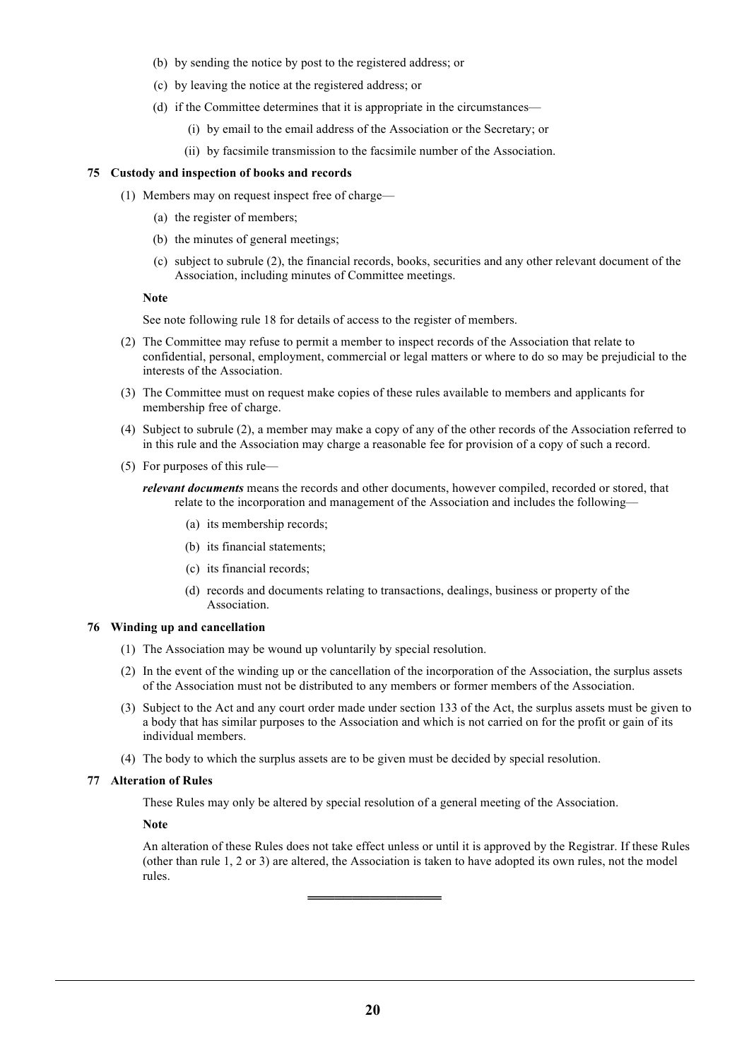(b) by sending the notice by post to the registered address; or

(c) by leaving the notice at the registered address; or

(d) if the Committee determines that it is appropriate in the circumstances—

(i) by email to the email address of the Association or the Secretary; or

(ii) by facsimile transmission to the facsimile number of the Association.

**75 Custody and inspection of books and records**

(1) Members may on request inspect free of charge—

(a) the register of members;

(b) the minutes of general meetings;

(c) subject to subrule (2), the financial records, books, securities and any other relevant document of the Association, including minutes of Committee meetings.

**Note**

See note following rule 18 for details of access to the register of members.

(2) The Committee may refuse to permit a member to inspect records of the Association that relate to confidential, personal, employment, commercial or legal matters or where to do so may be prejudicial to the interests of the Association.

(3) The Committee must on request make copies of these rules available to members and applicants for membership free of charge.

(4) Subject to subrule (2), a member may make a copy of any of the other records of the Association referred to in this rule and the Association may charge a reasonable fee for provision of a copy of such a record.

(5) For purposes of this rule—

***relevant documents*** means the records and other documents, however compiled, recorded or stored, that relate to the incorporation and management of the Association and includes the following—

(a) its membership records;

(b) its financial statements;

(c) its financial records;

(d) records and documents relating to transactions, dealings, business or property of the Association.

**76 Winding up and cancellation**

(1) The Association may be wound up voluntarily by special resolution.

(2) In the event of the winding up or the cancellation of the incorporation of the Association, the surplus assets of the Association must not be distributed to any members or former members of the Association.

(3) Subject to the Act and any court order made under section 133 of the Act, the surplus assets must be given to a body that has similar purposes to the Association and which is not carried on for the profit or gain of its individual members.

(4) The body to which the surplus assets are to be given must be decided by special resolution.

**77 Alteration of Rules**

These Rules may only be altered by special resolution of a general meeting of the Association.

**Note**

An alteration of these Rules does not take effect unless or until it is approved by the Registrar. If these Rules (other than rule 1, 2 or 3) are altered, the Association is taken to have adopted its own rules, not the model rules.